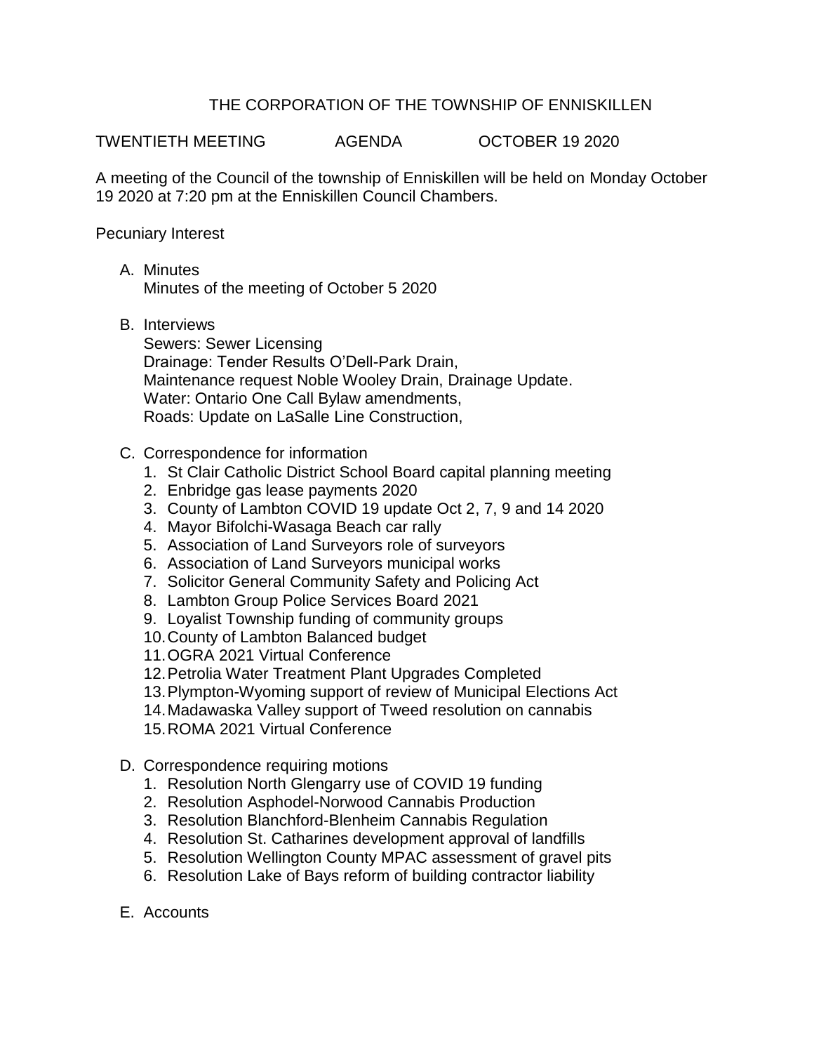# THE CORPORATION OF THE TOWNSHIP OF ENNISKILLEN

TWENTIETH MEETING AGENDA OCTOBER 19 2020

A meeting of the Council of the township of Enniskillen will be held on Monday October 19 2020 at 7:20 pm at the Enniskillen Council Chambers.

Pecuniary Interest

A. Minutes
   Minutes of the meeting of October 5 2020

B. Interviews
   Sewers: Sewer Licensing
   Drainage: Tender Results O'Dell-Park Drain,
   Maintenance request Noble Wooley Drain, Drainage Update.
   Water: Ontario One Call Bylaw amendments,
   Roads: Update on LaSalle Line Construction,

C. Correspondence for information
   1. St Clair Catholic District School Board capital planning meeting
   2. Enbridge gas lease payments 2020
   3. County of Lambton COVID 19 update Oct 2, 7, 9 and 14 2020
   4. Mayor Bifolchi-Wasaga Beach car rally
   5. Association of Land Surveyors role of surveyors
   6. Association of Land Surveyors municipal works
   7. Solicitor General Community Safety and Policing Act
   8. Lambton Group Police Services Board 2021
   9. Loyalist Township funding of community groups
   10. County of Lambton Balanced budget
   11. OGRA 2021 Virtual Conference
   12. Petrolia Water Treatment Plant Upgrades Completed
   13. Plympton-Wyoming support of review of Municipal Elections Act
   14. Madawaska Valley support of Tweed resolution on cannabis
   15. ROMA 2021 Virtual Conference

D. Correspondence requiring motions
   1. Resolution North Glengarry use of COVID 19 funding
   2. Resolution Asphodel-Norwood Cannabis Production
   3. Resolution Blanchford-Blenheim Cannabis Regulation
   4. Resolution St. Catharines development approval of landfills
   5. Resolution Wellington County MPAC assessment of gravel pits
   6. Resolution Lake of Bays reform of building contractor liability

E. Accounts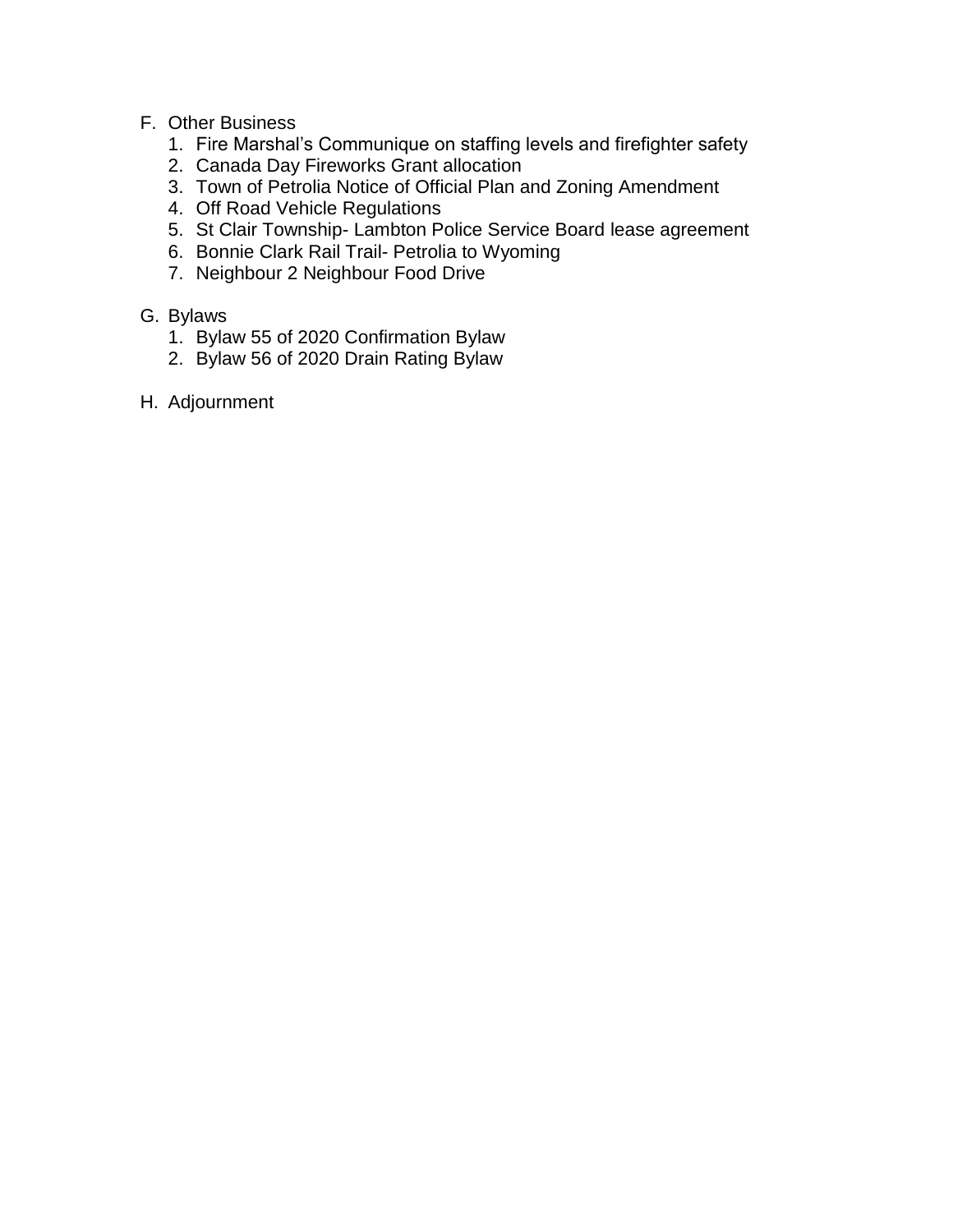F. Other Business
   1. Fire Marshal's Communique on staffing levels and firefighter safety
   2. Canada Day Fireworks Grant allocation
   3. Town of Petrolia Notice of Official Plan and Zoning Amendment
   4. Off Road Vehicle Regulations
   5. St Clair Township- Lambton Police Service Board lease agreement
   6. Bonnie Clark Rail Trail- Petrolia to Wyoming
   7. Neighbour 2 Neighbour Food Drive

G. Bylaws
   1. Bylaw 55 of 2020 Confirmation Bylaw
   2. Bylaw 56 of 2020 Drain Rating Bylaw

H. Adjournment